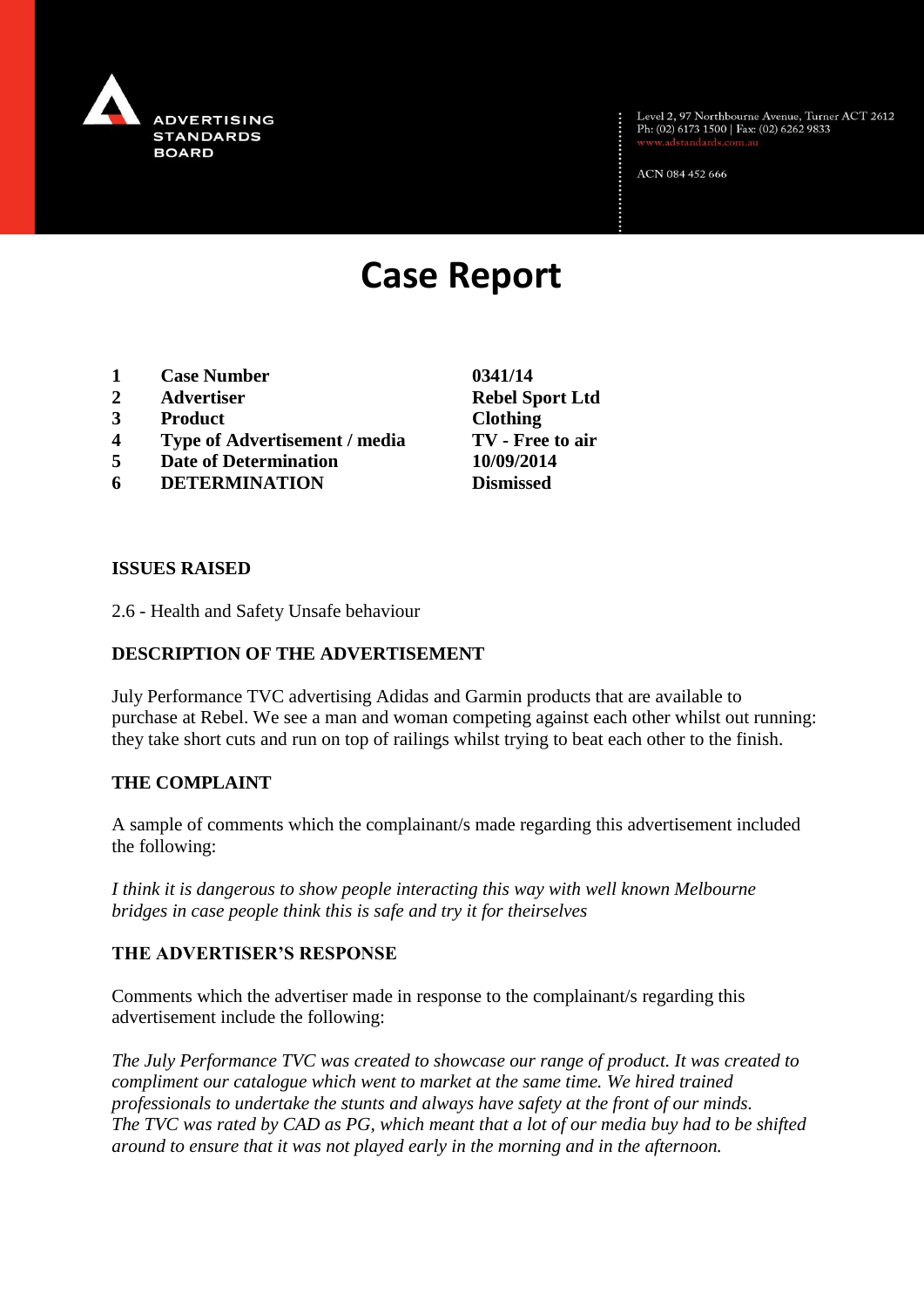ADVERTISING STANDARDS BOARD

Level 2, 97 Northbourne Avenue, Turner ACT 2612
Ph: (02) 6173 1500 | Fax: (02) 6262 9833
www.adstandards.com.au

ACN 084 452 666

# Case Report

| | | |
|---|---|---|
| **1** | **Case Number** | **0341/14** |
| **2** | **Advertiser** | **Rebel Sport Ltd** |
| **3** | **Product** | **Clothing** |
| **4** | **Type of Advertisement / media** | **TV - Free to air** |
| **5** | **Date of Determination** | **10/09/2014** |
| **6** | **DETERMINATION** | **Dismissed** |

## ISSUES RAISED

2.6 - Health and Safety Unsafe behaviour

## DESCRIPTION OF THE ADVERTISEMENT

July Performance TVC advertising Adidas and Garmin products that are available to purchase at Rebel. We see a man and woman competing against each other whilst out running: they take short cuts and run on top of railings whilst trying to beat each other to the finish.

## THE COMPLAINT

A sample of comments which the complainant/s made regarding this advertisement included the following:

*I think it is dangerous to show people interacting this way with well known Melbourne bridges in case people think this is safe and try it for theirselves*

## THE ADVERTISER'S RESPONSE

Comments which the advertiser made in response to the complainant/s regarding this advertisement include the following:

*The July Performance TVC was created to showcase our range of product. It was created to compliment our catalogue which went to market at the same time. We hired trained professionals to undertake the stunts and always have safety at the front of our minds. The TVC was rated by CAD as PG, which meant that a lot of our media buy had to be shifted around to ensure that it was not played early in the morning and in the afternoon.*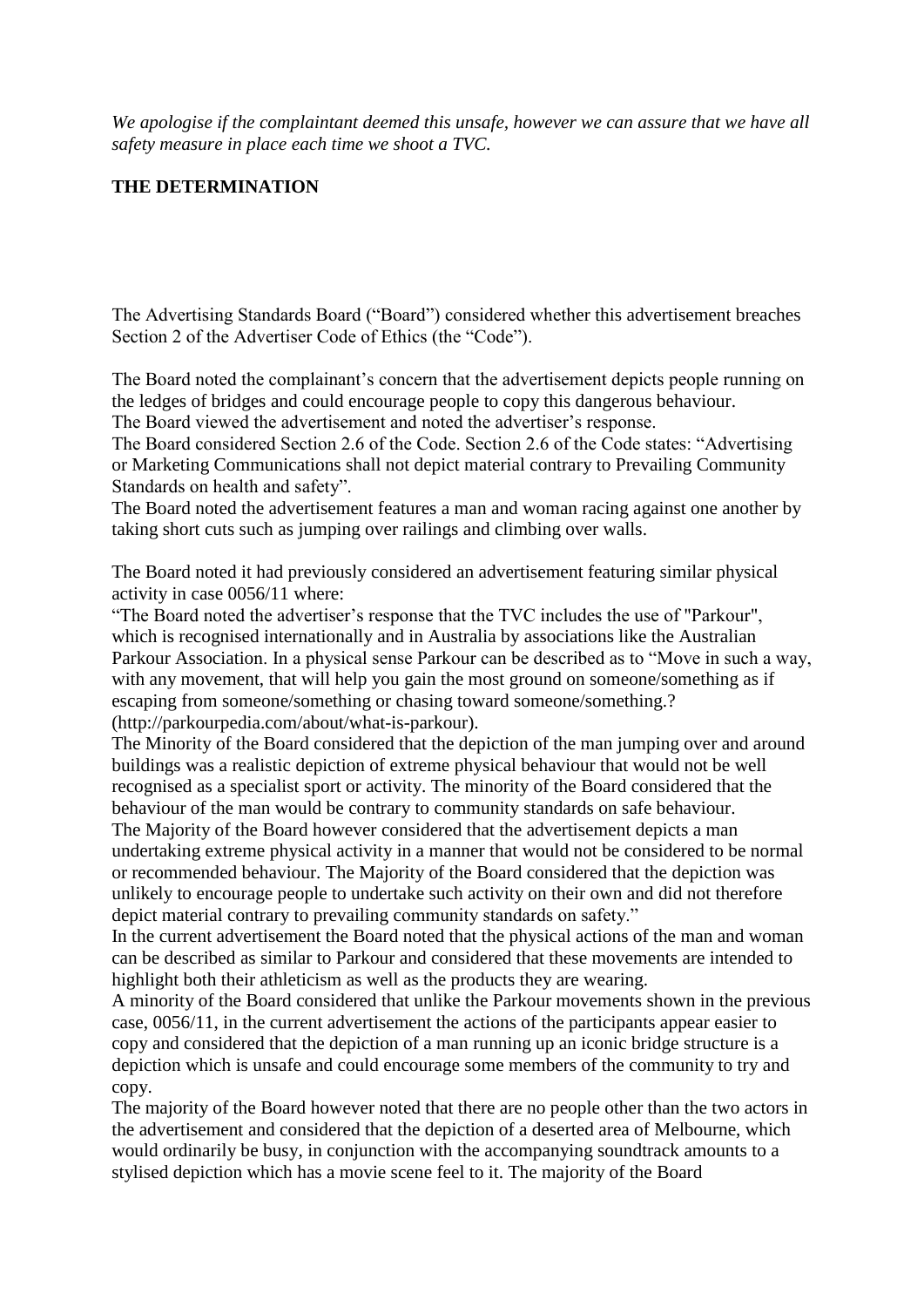*We apologise if the complaintant deemed this unsafe, however we can assure that we have all safety measure in place each time we shoot a TVC.*

**THE DETERMINATION**

The Advertising Standards Board ("Board") considered whether this advertisement breaches Section 2 of the Advertiser Code of Ethics (the "Code").

The Board noted the complainant's concern that the advertisement depicts people running on the ledges of bridges and could encourage people to copy this dangerous behaviour.
The Board viewed the advertisement and noted the advertiser's response.
The Board considered Section 2.6 of the Code. Section 2.6 of the Code states: "Advertising or Marketing Communications shall not depict material contrary to Prevailing Community Standards on health and safety".
The Board noted the advertisement features a man and woman racing against one another by taking short cuts such as jumping over railings and climbing over walls.

The Board noted it had previously considered an advertisement featuring similar physical activity in case 0056/11 where:
"The Board noted the advertiser's response that the TVC includes the use of "Parkour", which is recognised internationally and in Australia by associations like the Australian Parkour Association. In a physical sense Parkour can be described as to "Move in such a way, with any movement, that will help you gain the most ground on someone/something as if escaping from someone/something or chasing toward someone/something.? (http://parkourpedia.com/about/what-is-parkour).
The Minority of the Board considered that the depiction of the man jumping over and around buildings was a realistic depiction of extreme physical behaviour that would not be well recognised as a specialist sport or activity. The minority of the Board considered that the behaviour of the man would be contrary to community standards on safe behaviour.
The Majority of the Board however considered that the advertisement depicts a man undertaking extreme physical activity in a manner that would not be considered to be normal or recommended behaviour. The Majority of the Board considered that the depiction was unlikely to encourage people to undertake such activity on their own and did not therefore depict material contrary to prevailing community standards on safety."
In the current advertisement the Board noted that the physical actions of the man and woman can be described as similar to Parkour and considered that these movements are intended to highlight both their athleticism as well as the products they are wearing.
A minority of the Board considered that unlike the Parkour movements shown in the previous case, 0056/11, in the current advertisement the actions of the participants appear easier to copy and considered that the depiction of a man running up an iconic bridge structure is a depiction which is unsafe and could encourage some members of the community to try and copy.
The majority of the Board however noted that there are no people other than the two actors in the advertisement and considered that the depiction of a deserted area of Melbourne, which would ordinarily be busy, in conjunction with the accompanying soundtrack amounts to a stylised depiction which has a movie scene feel to it. The majority of the Board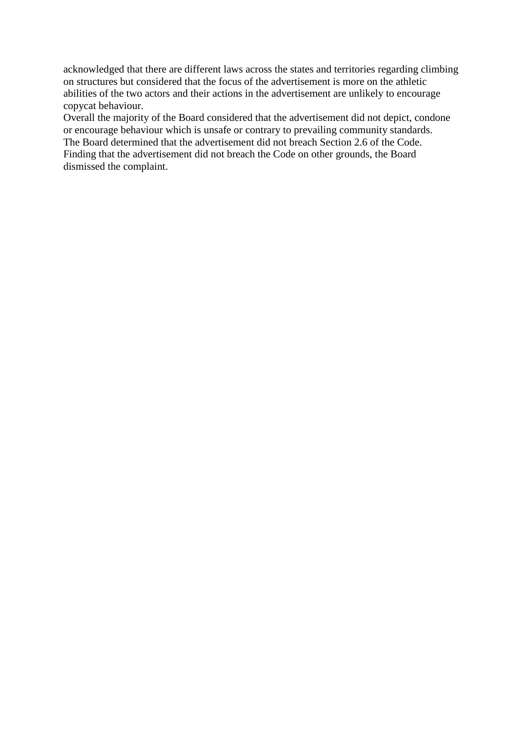acknowledged that there are different laws across the states and territories regarding climbing on structures but considered that the focus of the advertisement is more on the athletic abilities of the two actors and their actions in the advertisement are unlikely to encourage copycat behaviour.

Overall the majority of the Board considered that the advertisement did not depict, condone or encourage behaviour which is unsafe or contrary to prevailing community standards.

The Board determined that the advertisement did not breach Section 2.6 of the Code.

Finding that the advertisement did not breach the Code on other grounds, the Board dismissed the complaint.